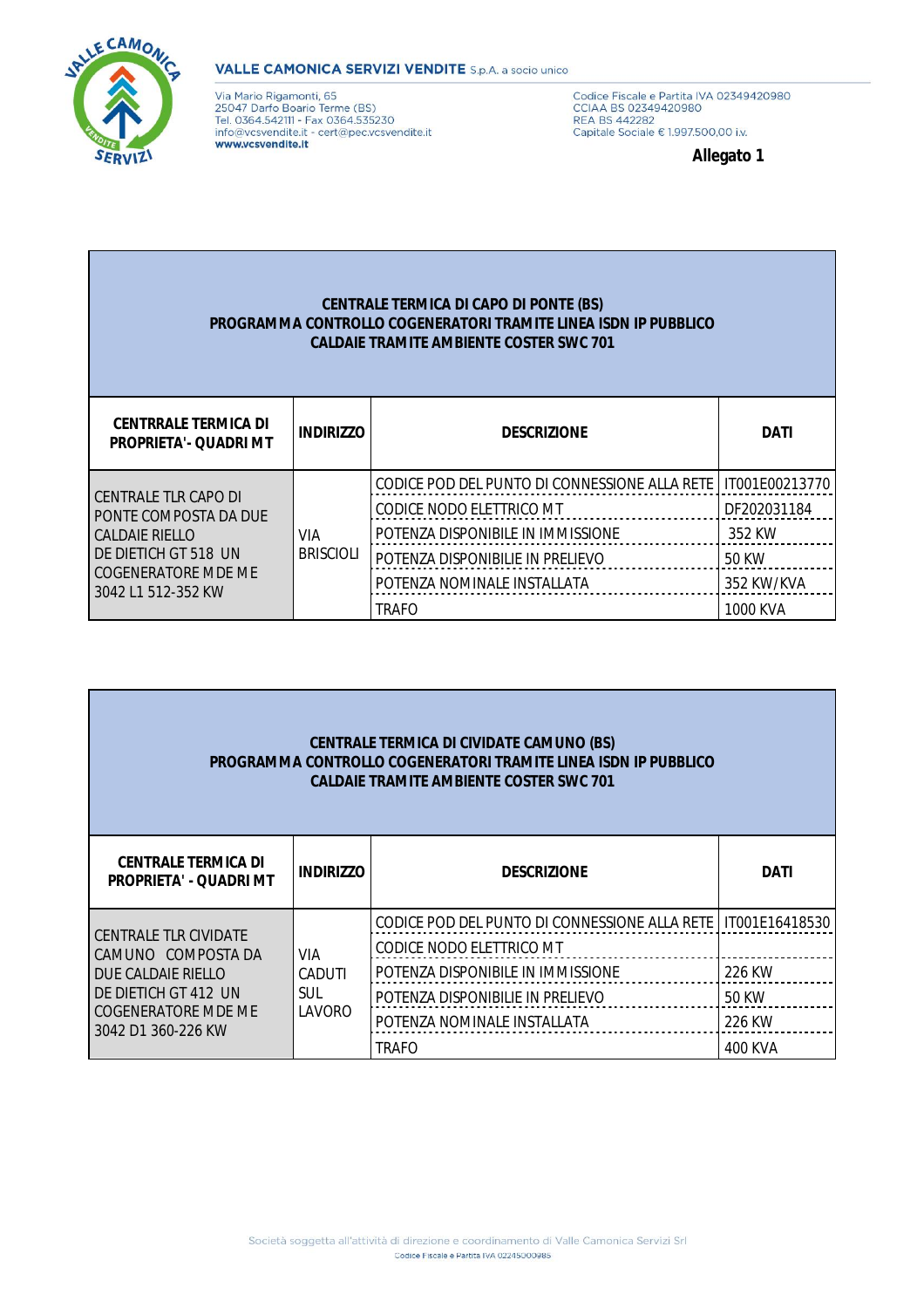**VALLE CAMONICA SERVIZI VENDITE** S.p.A. a socio unico

Via Mario Rigamonti, 65
25047 Darfo Boario Terme (BS)
Tel. 0364.542111 - Fax 0364.535230
info@vcsvendite.it - cert@pec.vcsvendite.it
**www.vcsvendite.it**

Codice Fiscale e Partita IVA 02349420980
CCIAA BS 02349420980
REA BS 442282
Capitale Sociale € 1.997.500,00 i.v.

**Allegato 1**

**CENTRALE TERMICA DI CAPO DI PONTE (BS)**
**PROGRAMMA CONTROLLO COGENERATORI TRAMITE LINEA ISDN IP PUBBLICO**
**CALDAIE TRAMITE AMBIENTE COSTER SWC 701**

| CENTRRALE TERMICA DI PROPRIETA'- QUADRI MT | INDIRIZZO | DESCRIZIONE | DATI |
|---|---|---|---|
| CENTRALE TLR CAPO DI PONTE COMPOSTA DA DUE CALDAIE RIELLO DE DIETICH GT 518 UN COGENERATORE MDE ME 3042 L1 512-352 KW | VIA BRISCIOLI | CODICE POD DEL PUNTO DI CONNESSIONE ALLA RETE | IT001E00213770 |
| | | CODICE NODO ELETTRICO MT | DF202031184 |
| | | POTENZA DISPONIBILE IN IMMISSIONE | 352 KW |
| | | POTENZA DISPONIBILE IN PRELIEVO | 50 KW |
| | | POTENZA NOMINALE INSTALLATA | 352 KW/KVA |
| | | TRAFO | 1000 KVA |

**CENTRALE TERMICA DI CIVIDATE CAMUNO (BS)**
**PROGRAMMA CONTROLLO COGENERATORI TRAMITE LINEA ISDN IP PUBBLICO**
**CALDAIE TRAMITE AMBIENTE COSTER SWC 701**

| CENTRALE TERMICA DI PROPRIETA' - QUADRI MT | INDIRIZZO | DESCRIZIONE | DATI |
|---|---|---|---|
| CENTRALE TLR CIVIDATE CAMUNO COMPOSTA DA DUE CALDAIE RIELLO DE DIETICH GT 412 UN COGENERATORE MDE ME 3042 D1 360-226 KW | VIA CADUTI SUL LAVORO | CODICE POD DEL PUNTO DI CONNESSIONE ALLA RETE | IT001E16418530 |
| | | CODICE NODO ELETTRICO MT | |
| | | POTENZA DISPONIBILE IN IMMISSIONE | 226 KW |
| | | POTENZA DISPONIBILE IN PRELIEVO | 50 KW |
| | | POTENZA NOMINALE INSTALLATA | 226 KW |
| | | TRAFO | 400 KVA |

Società soggetta all'attività di direzione e coordinamento di Valle Camonica Servizi Srl
Codice Fiscale e Partita IVA 02245000985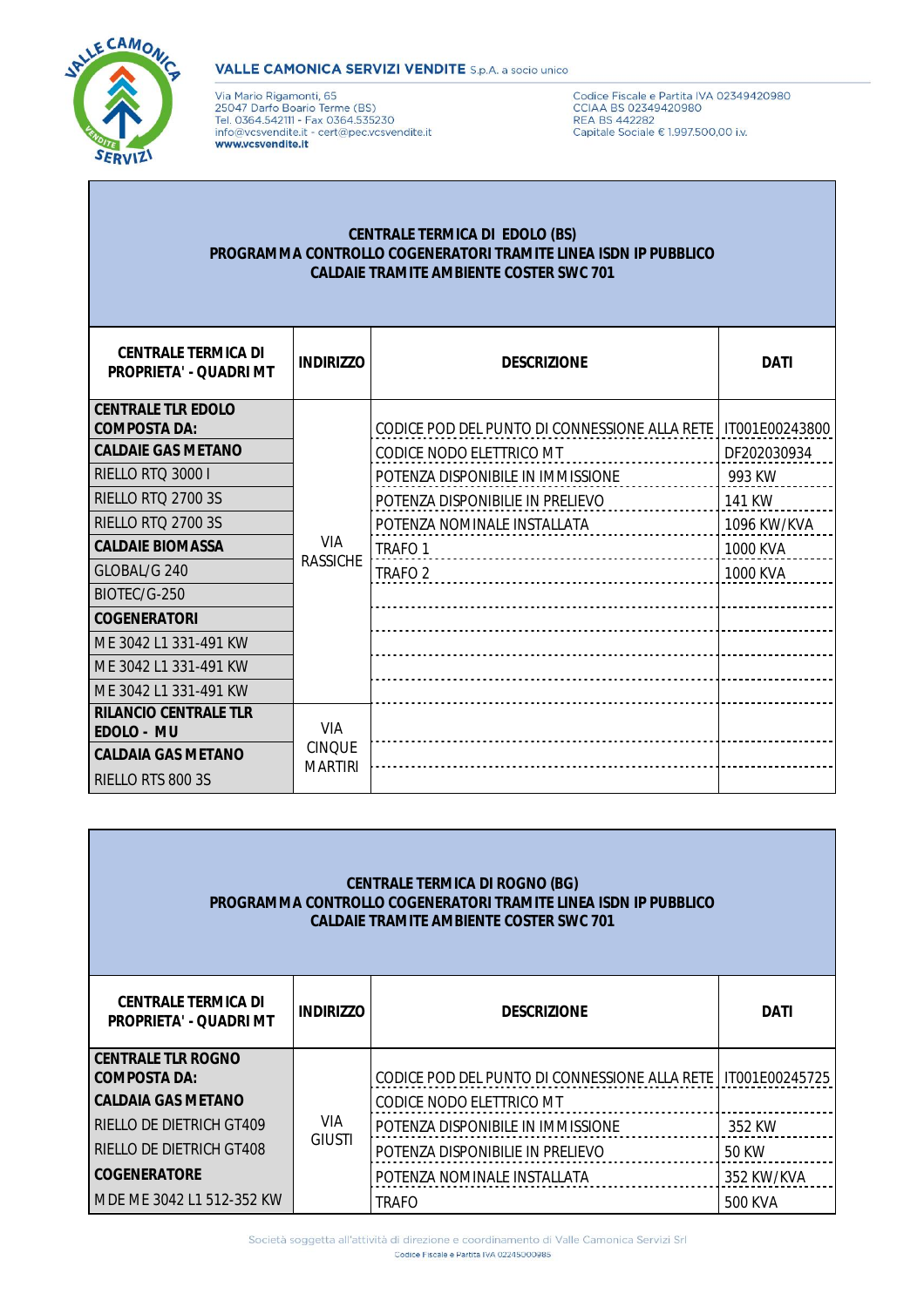**VALLE CAMONICA SERVIZI VENDITE** S.p.A. a socio unico

Via Mario Rigamonti, 65
25047 Darfo Boario Terme (BS)
Tel. 0364.542111 - Fax 0364.535230
info@vcsvendite.it - cert@pec.vcsvendite.it
**www.vcsvendite.it**

Codice Fiscale e Partita IVA 02349420980
CCIAA BS 02349420980
REA BS 442282
Capitale Sociale € 1.997.500,00 i.v.

**CENTRALE TERMICA DI EDOLO (BS)**
**PROGRAMMA CONTROLLO COGENERATORI TRAMITE LINEA ISDN IP PUBBLICO**
**CALDAIE TRAMITE AMBIENTE COSTER SWC 701**

| CENTRALE TERMICA DI PROPRIETA' - QUADRI MT | INDIRIZZO | DESCRIZIONE | DATI |
|---|---|---|---|
| **CENTRALE TLR EDOLO COMPOSTA DA:** | VIA RASSICHE | CODICE POD DEL PUNTO DI CONNESSIONE ALLA RETE | IT001E00243800 |
| **CALDAIE GAS METANO** | | CODICE NODO ELETTRICO MT | DF202030934 |
| RIELLO RTQ 3000 I | | POTENZA DISPONIBILE IN IMMISSIONE | 993 KW |
| RIELLO RTQ 2700 3S | | POTENZA DISPONIBILE IN PRELIEVO | 141 KW |
| RIELLO RTQ 2700 3S | | POTENZA NOMINALE INSTALLATA | 1096 KW/KVA |
| **CALDAIE BIOMASSA** | | TRAFO 1 | 1000 KVA |
| GLOBAL/G 240 | | TRAFO 2 | 1000 KVA |
| BIOTEC/G-250 | | | |
| **COGENERATORI** | | | |
| ME 3042 L1 331-491 KW | | | |
| ME 3042 L1 331-491 KW | | | |
| ME 3042 L1 331-491 KW | | | |
| **RILANCIO CENTRALE TLR EDOLO - MU** | VIA CINQUE MARTIRI | | |
| **CALDAIA GAS METANO** | | | |
| RIELLO RTS 800 3S | | | |

**CENTRALE TERMICA DI ROGNO (BG)**
**PROGRAMMA CONTROLLO COGENERATORI TRAMITE LINEA ISDN IP PUBBLICO**
**CALDAIE TRAMITE AMBIENTE COSTER SWC 701**

| CENTRALE TERMICA DI PROPRIETA' - QUADRI MT | INDIRIZZO | DESCRIZIONE | DATI |
|---|---|---|---|
| **CENTRALE TLR ROGNO COMPOSTA DA:** | VIA GIUSTI | CODICE POD DEL PUNTO DI CONNESSIONE ALLA RETE | IT001E00245725 |
| **CALDAIA GAS METANO** | | CODICE NODO ELETTRICO MT | |
| RIELLO DE DIETRICH GT409 | | POTENZA DISPONIBILE IN IMMISSIONE | 352 KW |
| RIELLO DE DIETRICH GT408 | | POTENZA DISPONIBILE IN PRELIEVO | 50 KW |
| **COGENERATORE** | | POTENZA NOMINALE INSTALLATA | 352 KW/KVA |
| MDE ME 3042 L1 512-352 KW | | TRAFO | 500 KVA |

Società soggetta all'attività di direzione e coordinamento di Valle Camonica Servizi Srl
Codice Fiscale e Partita IVA 02245000985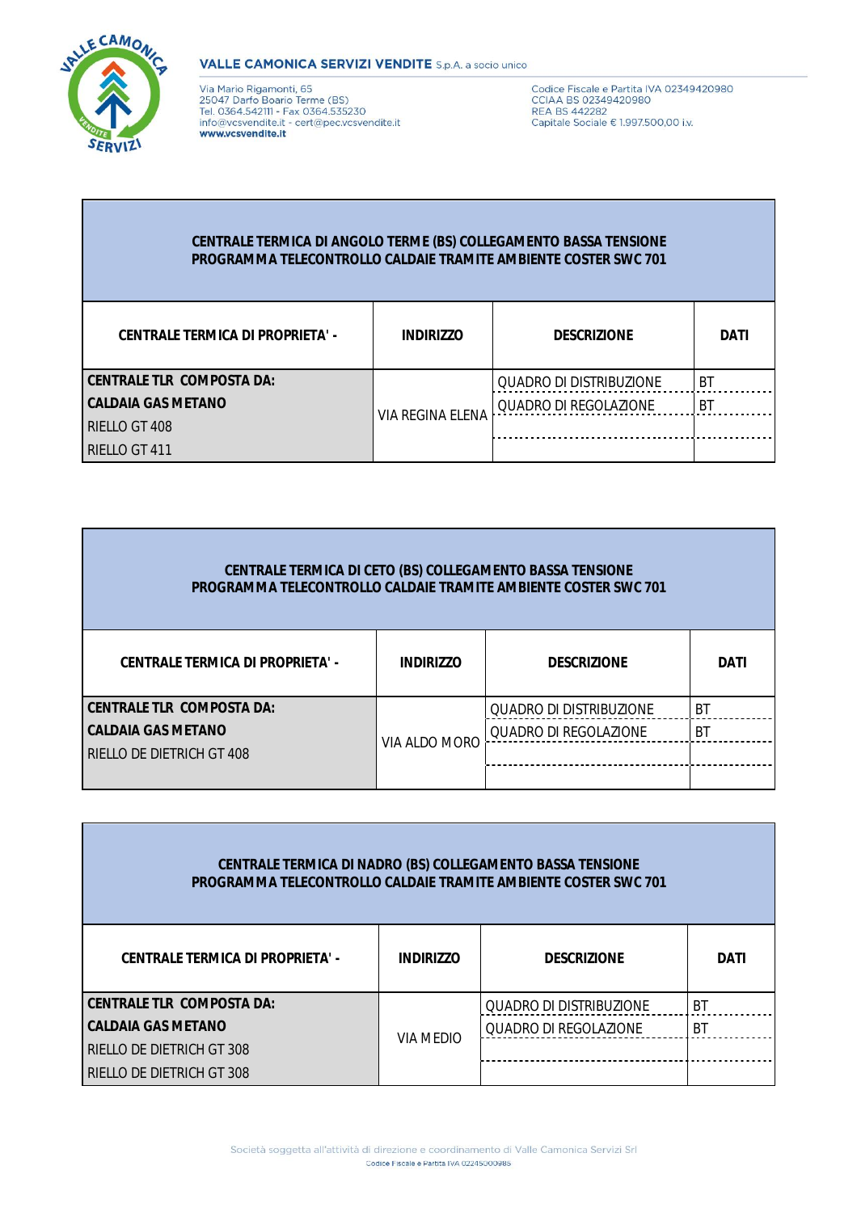**VALLE CAMONICA SERVIZI VENDITE** S.p.A. a socio unico

Via Mario Rigamonti, 65
25047 Darfo Boario Terme (BS)
Tel. 0364.542111 - Fax 0364.535230
info@vcsvendite.it - cert@pec.vcsvendite.it
www.vcsvendite.it

Codice Fiscale e Partita IVA 02349420980
CCIAA BS 02349420980
REA BS 442282
Capitale Sociale € 1.997.500,00 i.v.

**CENTRALE TERMICA DI ANGOLO TERME (BS) COLLEGAMENTO BASSA TENSIONE**
**PROGRAMMA TELECONTROLLO CALDAIE TRAMITE AMBIENTE COSTER SWC 701**

| CENTRALE TERMICA DI PROPRIETA' - | INDIRIZZO | DESCRIZIONE | DATI |
|---|---|---|---|
| **CENTRALE TLR COMPOSTA DA:** | VIA REGINA ELENA | QUADRO DI DISTRIBUZIONE | BT |
| **CALDAIA GAS METANO** | | QUADRO DI REGOLAZIONE | BT |
| RIELLO GT 408 | | | |
| RIELLO GT 411 | | | |

**CENTRALE TERMICA DI CETO (BS) COLLEGAMENTO BASSA TENSIONE**
**PROGRAMMA TELECONTROLLO CALDAIE TRAMITE AMBIENTE COSTER SWC 701**

| CENTRALE TERMICA DI PROPRIETA' - | INDIRIZZO | DESCRIZIONE | DATI |
|---|---|---|---|
| **CENTRALE TLR COMPOSTA DA:** | VIA ALDO MORO | QUADRO DI DISTRIBUZIONE | BT |
| **CALDAIA GAS METANO** | | QUADRO DI REGOLAZIONE | BT |
| RIELLO DE DIETRICH GT 408 | | | |
| | | | |

**CENTRALE TERMICA DI NADRO (BS) COLLEGAMENTO BASSA TENSIONE**
**PROGRAMMA TELECONTROLLO CALDAIE TRAMITE AMBIENTE COSTER SWC 701**

| CENTRALE TERMICA DI PROPRIETA' - | INDIRIZZO | DESCRIZIONE | DATI |
|---|---|---|---|
| **CENTRALE TLR COMPOSTA DA:** | VIA MEDIO | QUADRO DI DISTRIBUZIONE | BT |
| **CALDAIA GAS METANO** | | QUADRO DI REGOLAZIONE | BT |
| RIELLO DE DIETRICH GT 308 | | | |
| RIELLO DE DIETRICH GT 308 | | | |

Società soggetta all'attività di direzione e coordinamento di Valle Camonica Servizi Srl
Codice Fiscale e Partita IVA 02245000985